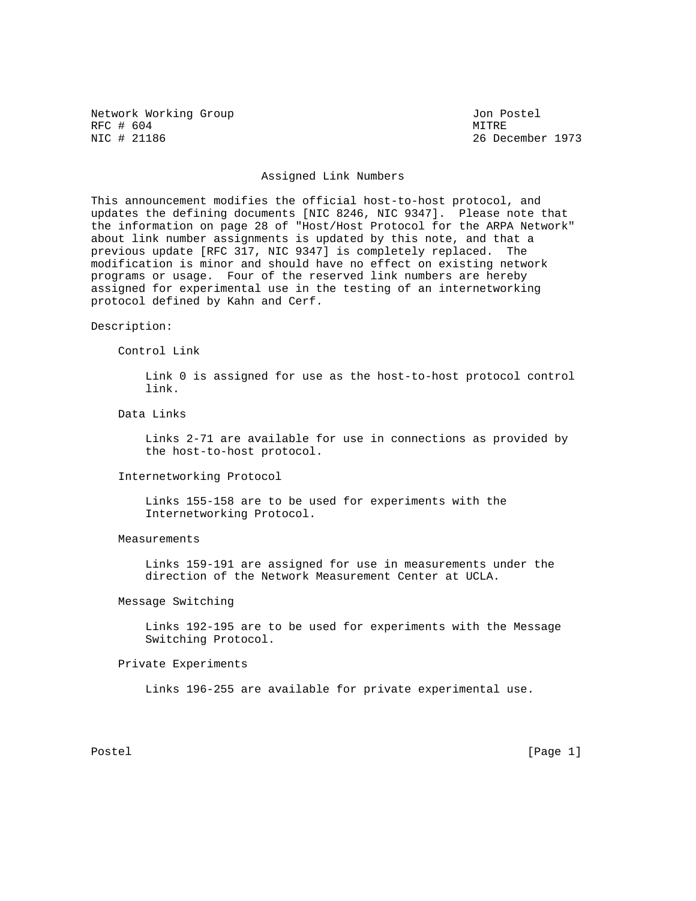Network Working Group Jon Postel
RFC # 604 MITRE
NIC # 21186 26 December 1973

# Assigned Link Numbers

This announcement modifies the official host-to-host protocol, and updates the defining documents [NIC 8246, NIC 9347]. Please note that the information on page 28 of "Host/Host Protocol for the ARPA Network" about link number assignments is updated by this note, and that a previous update [RFC 317, NIC 9347] is completely replaced. The modification is minor and should have no effect on existing network programs or usage. Four of the reserved link numbers are hereby assigned for experimental use in the testing of an internetworking protocol defined by Kahn and Cerf.

Description:

Control Link

Link 0 is assigned for use as the host-to-host protocol control link.

Data Links

Links 2-71 are available for use in connections as provided by the host-to-host protocol.

Internetworking Protocol

Links 155-158 are to be used for experiments with the Internetworking Protocol.

Measurements

Links 159-191 are assigned for use in measurements under the direction of the Network Measurement Center at UCLA.

Message Switching

Links 192-195 are to be used for experiments with the Message Switching Protocol.

Private Experiments

Links 196-255 are available for private experimental use.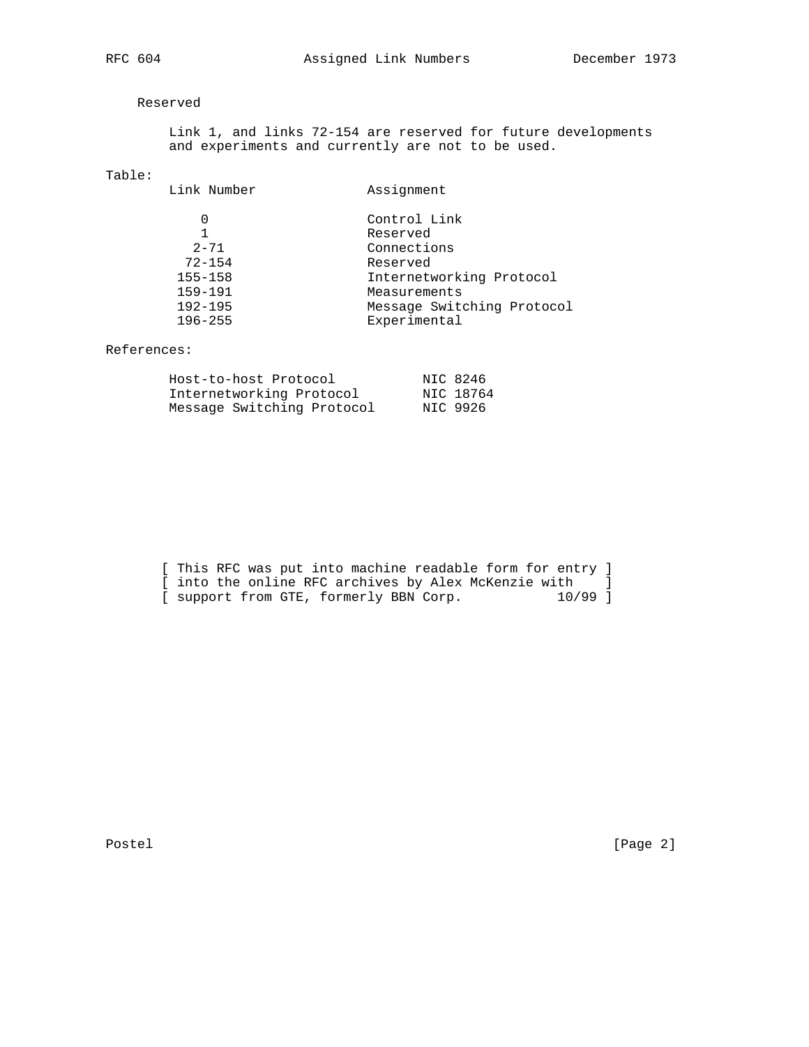## Reserved

Link 1, and links 72-154 are reserved for future developments and experiments and currently are not to be used.

Table:

| Link Number | Assignment |
|---|---|
| 0 | Control Link |
| 1 | Reserved |
| 2-71 | Connections |
| 72-154 | Reserved |
| 155-158 | Internetworking Protocol |
| 159-191 | Measurements |
| 192-195 | Message Switching Protocol |
| 196-255 | Experimental |

References:

| | |
|---|---|
| Host-to-host Protocol | NIC 8246 |
| Internetworking Protocol | NIC 18764 |
| Message Switching Protocol | NIC 9926 |

[ This RFC was put into machine readable form for entry ]
[ into the online RFC archives by Alex McKenzie with ]
[ support from GTE, formerly BBN Corp. 10/99 ]